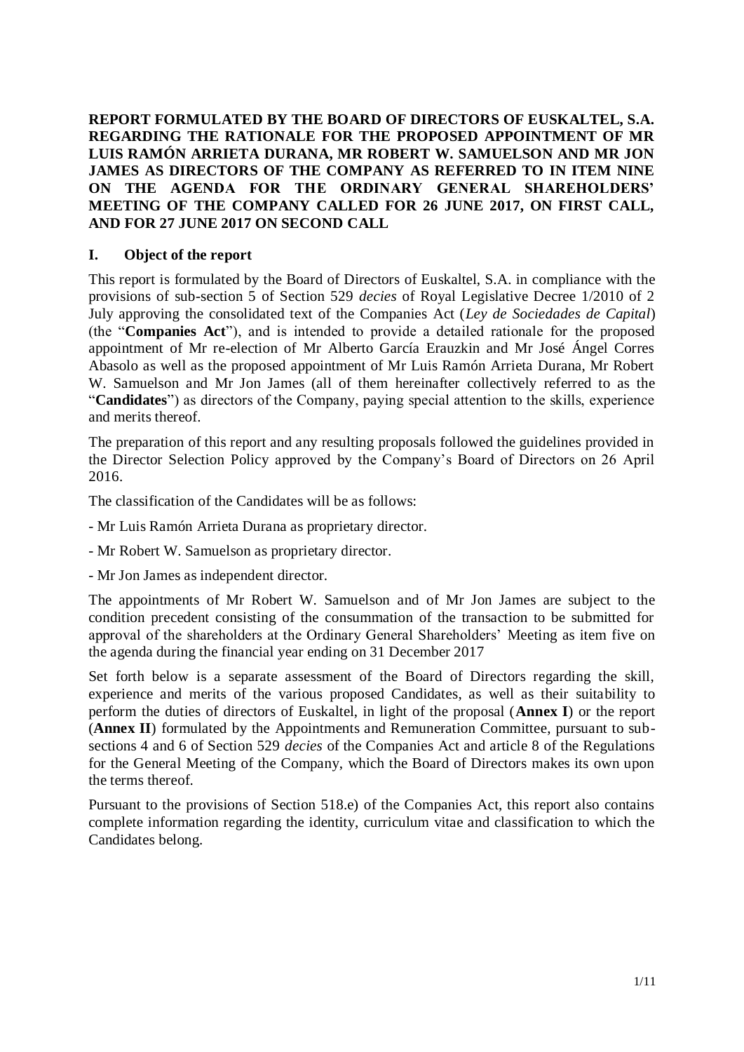**REPORT FORMULATED BY THE BOARD OF DIRECTORS OF EUSKALTEL, S.A. REGARDING THE RATIONALE FOR THE PROPOSED APPOINTMENT OF MR LUIS RAMÓN ARRIETA DURANA, MR ROBERT W. SAMUELSON AND MR JON JAMES AS DIRECTORS OF THE COMPANY AS REFERRED TO IN ITEM NINE ON THE AGENDA FOR THE ORDINARY GENERAL SHAREHOLDERS' MEETING OF THE COMPANY CALLED FOR 26 JUNE 2017, ON FIRST CALL, AND FOR 27 JUNE 2017 ON SECOND CALL**

## I. Object of the report

This report is formulated by the Board of Directors of Euskaltel, S.A. in compliance with the provisions of sub-section 5 of Section 529 *decies* of Royal Legislative Decree 1/2010 of 2 July approving the consolidated text of the Companies Act (*Ley de Sociedades de Capital*) (the "**Companies Act**"), and is intended to provide a detailed rationale for the proposed appointment of Mr re-election of Mr Alberto García Erauzkin and Mr José Ángel Corres Abasolo as well as the proposed appointment of Mr Luis Ramón Arrieta Durana, Mr Robert W. Samuelson and Mr Jon James (all of them hereinafter collectively referred to as the "**Candidates**") as directors of the Company, paying special attention to the skills, experience and merits thereof.

The preparation of this report and any resulting proposals followed the guidelines provided in the Director Selection Policy approved by the Company's Board of Directors on 26 April 2016.

The classification of the Candidates will be as follows:

- Mr Luis Ramón Arrieta Durana as proprietary director.

- Mr Robert W. Samuelson as proprietary director.

- Mr Jon James as independent director.

The appointments of Mr Robert W. Samuelson and of Mr Jon James are subject to the condition precedent consisting of the consummation of the transaction to be submitted for approval of the shareholders at the Ordinary General Shareholders' Meeting as item five on the agenda during the financial year ending on 31 December 2017

Set forth below is a separate assessment of the Board of Directors regarding the skill, experience and merits of the various proposed Candidates, as well as their suitability to perform the duties of directors of Euskaltel, in light of the proposal (**Annex I**) or the report (**Annex II**) formulated by the Appointments and Remuneration Committee, pursuant to sub-sections 4 and 6 of Section 529 *decies* of the Companies Act and article 8 of the Regulations for the General Meeting of the Company, which the Board of Directors makes its own upon the terms thereof.

Pursuant to the provisions of Section 518.e) of the Companies Act, this report also contains complete information regarding the identity, curriculum vitae and classification to which the Candidates belong.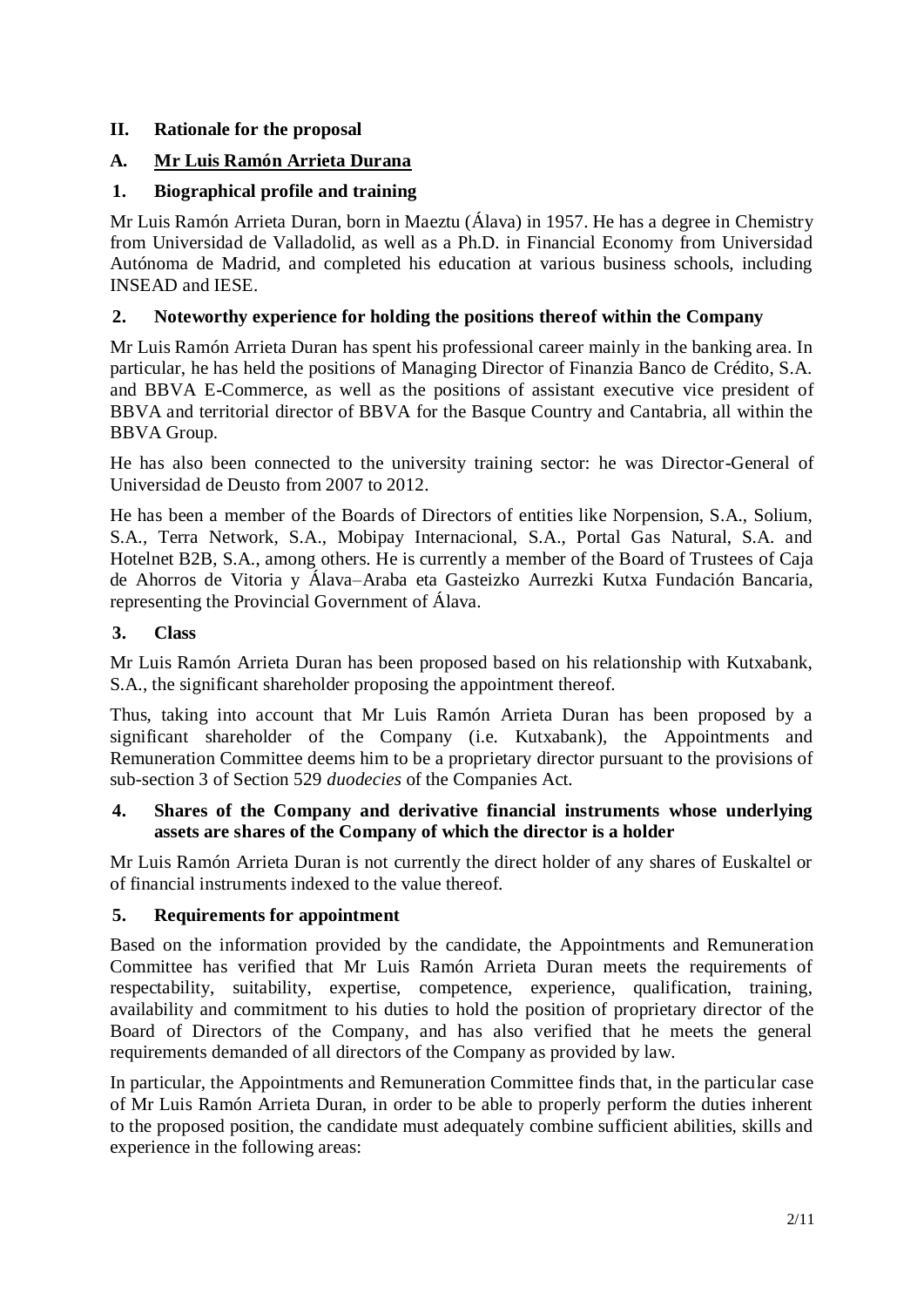## II. Rationale for the proposal

### A. Mr Luis Ramón Arrieta Durana

### 1. Biographical profile and training

Mr Luis Ramón Arrieta Duran, born in Maeztu (Álava) in 1957. He has a degree in Chemistry from Universidad de Valladolid, as well as a Ph.D. in Financial Economy from Universidad Autónoma de Madrid, and completed his education at various business schools, including INSEAD and IESE.

### 2. Noteworthy experience for holding the positions thereof within the Company

Mr Luis Ramón Arrieta Duran has spent his professional career mainly in the banking area. In particular, he has held the positions of Managing Director of Finanzia Banco de Crédito, S.A. and BBVA E-Commerce, as well as the positions of assistant executive vice president of BBVA and territorial director of BBVA for the Basque Country and Cantabria, all within the BBVA Group.

He has also been connected to the university training sector: he was Director-General of Universidad de Deusto from 2007 to 2012.

He has been a member of the Boards of Directors of entities like Norpension, S.A., Solium, S.A., Terra Network, S.A., Mobipay Internacional, S.A., Portal Gas Natural, S.A. and Hotelnet B2B, S.A., among others. He is currently a member of the Board of Trustees of Caja de Ahorros de Vitoria y Álava–Araba eta Gasteizko Aurrezki Kutxa Fundación Bancaria, representing the Provincial Government of Álava.

### 3. Class

Mr Luis Ramón Arrieta Duran has been proposed based on his relationship with Kutxabank, S.A., the significant shareholder proposing the appointment thereof.

Thus, taking into account that Mr Luis Ramón Arrieta Duran has been proposed by a significant shareholder of the Company (i.e. Kutxabank), the Appointments and Remuneration Committee deems him to be a proprietary director pursuant to the provisions of sub-section 3 of Section 529 *duodecies* of the Companies Act.

### 4. Shares of the Company and derivative financial instruments whose underlying assets are shares of the Company of which the director is a holder

Mr Luis Ramón Arrieta Duran is not currently the direct holder of any shares of Euskaltel or of financial instruments indexed to the value thereof.

### 5. Requirements for appointment

Based on the information provided by the candidate, the Appointments and Remuneration Committee has verified that Mr Luis Ramón Arrieta Duran meets the requirements of respectability, suitability, expertise, competence, experience, qualification, training, availability and commitment to his duties to hold the position of proprietary director of the Board of Directors of the Company, and has also verified that he meets the general requirements demanded of all directors of the Company as provided by law.

In particular, the Appointments and Remuneration Committee finds that, in the particular case of Mr Luis Ramón Arrieta Duran, in order to be able to properly perform the duties inherent to the proposed position, the candidate must adequately combine sufficient abilities, skills and experience in the following areas: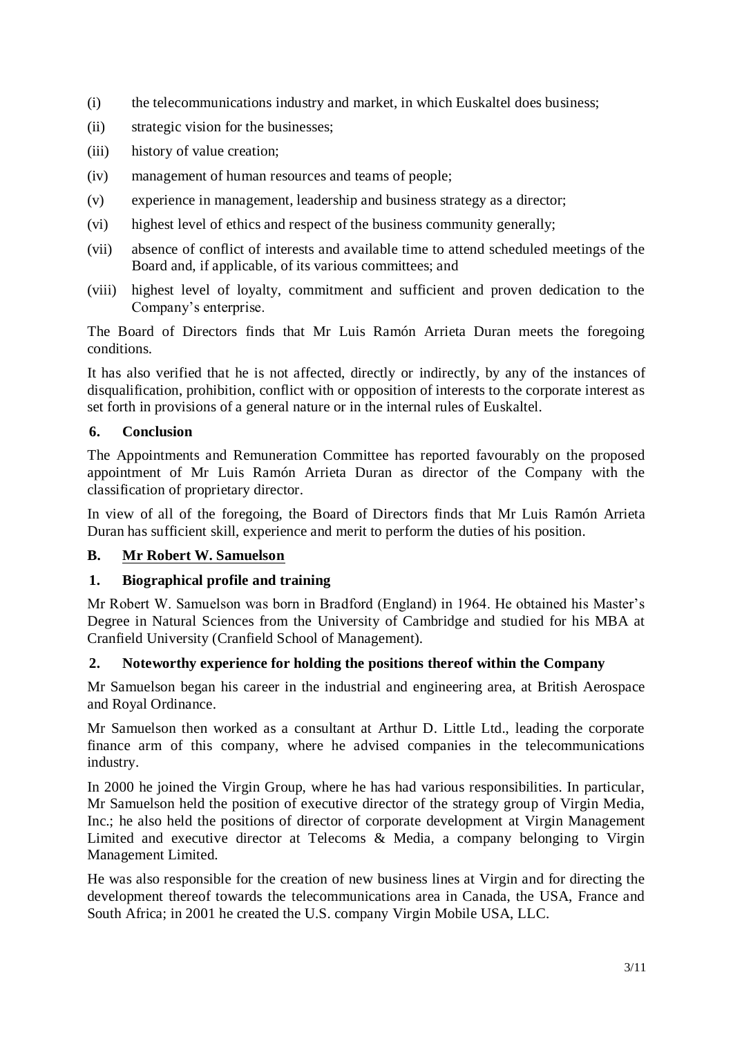(i) the telecommunications industry and market, in which Euskaltel does business;

(ii) strategic vision for the businesses;

(iii) history of value creation;

(iv) management of human resources and teams of people;

(v) experience in management, leadership and business strategy as a director;

(vi) highest level of ethics and respect of the business community generally;

(vii) absence of conflict of interests and available time to attend scheduled meetings of the Board and, if applicable, of its various committees; and

(viii) highest level of loyalty, commitment and sufficient and proven dedication to the Company's enterprise.

The Board of Directors finds that Mr Luis Ramón Arrieta Duran meets the foregoing conditions.

It has also verified that he is not affected, directly or indirectly, by any of the instances of disqualification, prohibition, conflict with or opposition of interests to the corporate interest as set forth in provisions of a general nature or in the internal rules of Euskaltel.

### 6. Conclusion

The Appointments and Remuneration Committee has reported favourably on the proposed appointment of Mr Luis Ramón Arrieta Duran as director of the Company with the classification of proprietary director.

In view of all of the foregoing, the Board of Directors finds that Mr Luis Ramón Arrieta Duran has sufficient skill, experience and merit to perform the duties of his position.

## B. Mr Robert W. Samuelson

### 1. Biographical profile and training

Mr Robert W. Samuelson was born in Bradford (England) in 1964. He obtained his Master's Degree in Natural Sciences from the University of Cambridge and studied for his MBA at Cranfield University (Cranfield School of Management).

### 2. Noteworthy experience for holding the positions thereof within the Company

Mr Samuelson began his career in the industrial and engineering area, at British Aerospace and Royal Ordinance.

Mr Samuelson then worked as a consultant at Arthur D. Little Ltd., leading the corporate finance arm of this company, where he advised companies in the telecommunications industry.

In 2000 he joined the Virgin Group, where he has had various responsibilities. In particular, Mr Samuelson held the position of executive director of the strategy group of Virgin Media, Inc.; he also held the positions of director of corporate development at Virgin Management Limited and executive director at Telecoms & Media, a company belonging to Virgin Management Limited.

He was also responsible for the creation of new business lines at Virgin and for directing the development thereof towards the telecommunications area in Canada, the USA, France and South Africa; in 2001 he created the U.S. company Virgin Mobile USA, LLC.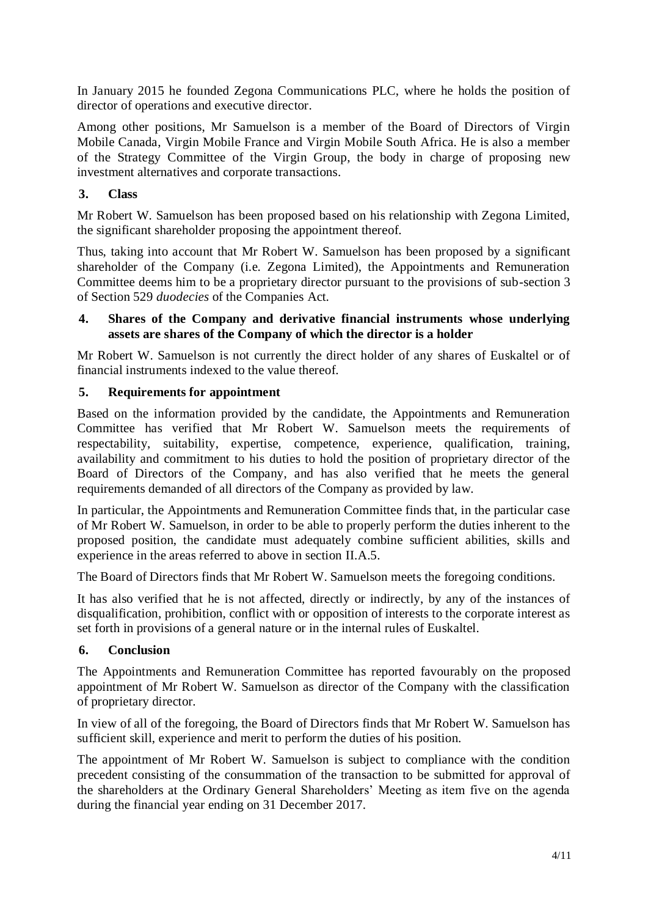In January 2015 he founded Zegona Communications PLC, where he holds the position of director of operations and executive director.

Among other positions, Mr Samuelson is a member of the Board of Directors of Virgin Mobile Canada, Virgin Mobile France and Virgin Mobile South Africa. He is also a member of the Strategy Committee of the Virgin Group, the body in charge of proposing new investment alternatives and corporate transactions.

### 3. Class

Mr Robert W. Samuelson has been proposed based on his relationship with Zegona Limited, the significant shareholder proposing the appointment thereof.

Thus, taking into account that Mr Robert W. Samuelson has been proposed by a significant shareholder of the Company (i.e. Zegona Limited), the Appointments and Remuneration Committee deems him to be a proprietary director pursuant to the provisions of sub-section 3 of Section 529 *duodecies* of the Companies Act.

### 4. Shares of the Company and derivative financial instruments whose underlying assets are shares of the Company of which the director is a holder

Mr Robert W. Samuelson is not currently the direct holder of any shares of Euskaltel or of financial instruments indexed to the value thereof.

### 5. Requirements for appointment

Based on the information provided by the candidate, the Appointments and Remuneration Committee has verified that Mr Robert W. Samuelson meets the requirements of respectability, suitability, expertise, competence, experience, qualification, training, availability and commitment to his duties to hold the position of proprietary director of the Board of Directors of the Company, and has also verified that he meets the general requirements demanded of all directors of the Company as provided by law.

In particular, the Appointments and Remuneration Committee finds that, in the particular case of Mr Robert W. Samuelson, in order to be able to properly perform the duties inherent to the proposed position, the candidate must adequately combine sufficient abilities, skills and experience in the areas referred to above in section II.A.5.

The Board of Directors finds that Mr Robert W. Samuelson meets the foregoing conditions.

It has also verified that he is not affected, directly or indirectly, by any of the instances of disqualification, prohibition, conflict with or opposition of interests to the corporate interest as set forth in provisions of a general nature or in the internal rules of Euskaltel.

### 6. Conclusion

The Appointments and Remuneration Committee has reported favourably on the proposed appointment of Mr Robert W. Samuelson as director of the Company with the classification of proprietary director.

In view of all of the foregoing, the Board of Directors finds that Mr Robert W. Samuelson has sufficient skill, experience and merit to perform the duties of his position.

The appointment of Mr Robert W. Samuelson is subject to compliance with the condition precedent consisting of the consummation of the transaction to be submitted for approval of the shareholders at the Ordinary General Shareholders' Meeting as item five on the agenda during the financial year ending on 31 December 2017.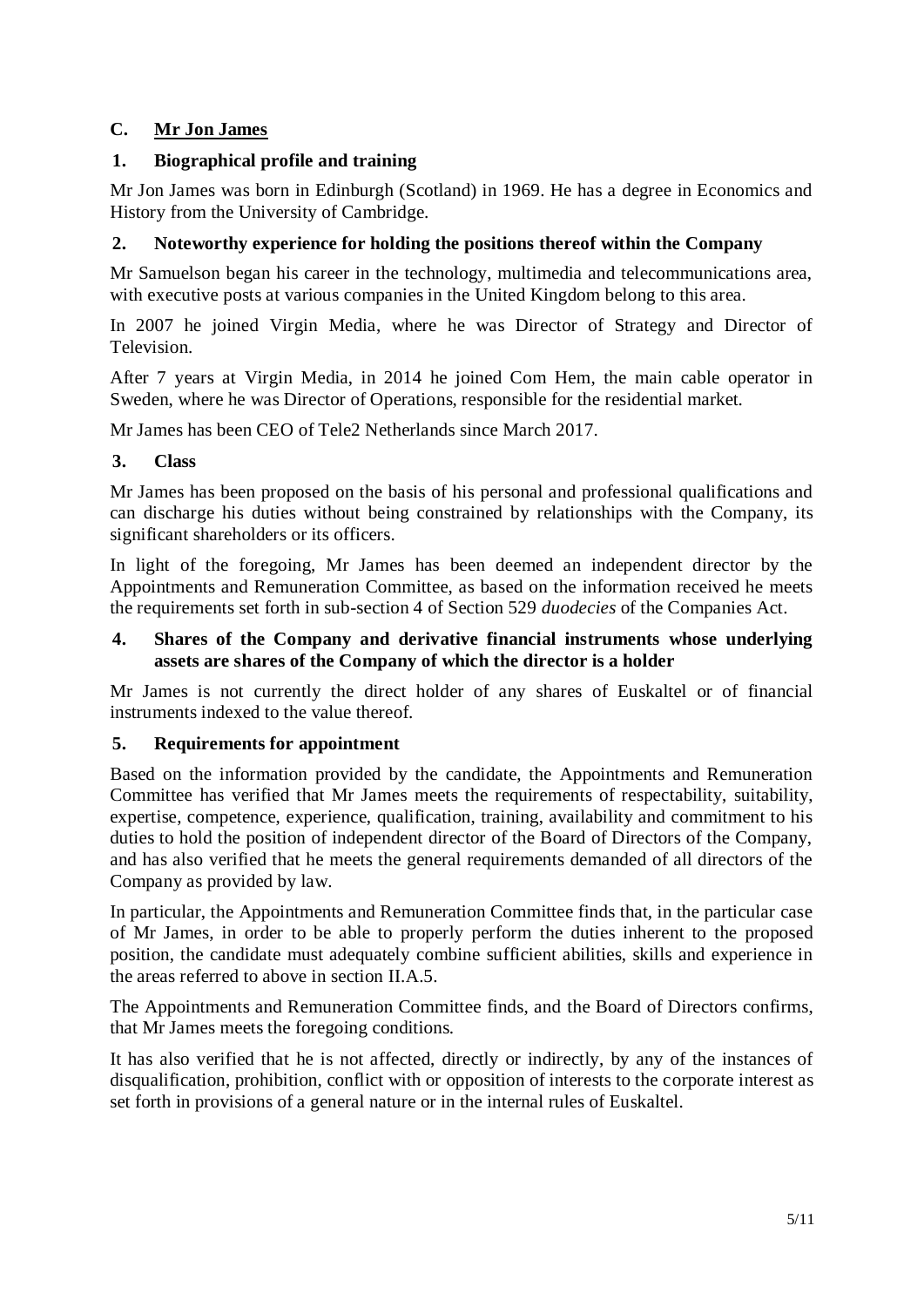## C. Mr Jon James

### 1. Biographical profile and training

Mr Jon James was born in Edinburgh (Scotland) in 1969. He has a degree in Economics and History from the University of Cambridge.

### 2. Noteworthy experience for holding the positions thereof within the Company

Mr Samuelson began his career in the technology, multimedia and telecommunications area, with executive posts at various companies in the United Kingdom belong to this area.

In 2007 he joined Virgin Media, where he was Director of Strategy and Director of Television.

After 7 years at Virgin Media, in 2014 he joined Com Hem, the main cable operator in Sweden, where he was Director of Operations, responsible for the residential market.

Mr James has been CEO of Tele2 Netherlands since March 2017.

### 3. Class

Mr James has been proposed on the basis of his personal and professional qualifications and can discharge his duties without being constrained by relationships with the Company, its significant shareholders or its officers.

In light of the foregoing, Mr James has been deemed an independent director by the Appointments and Remuneration Committee, as based on the information received he meets the requirements set forth in sub-section 4 of Section 529 *duodecies* of the Companies Act.

### 4. Shares of the Company and derivative financial instruments whose underlying assets are shares of the Company of which the director is a holder

Mr James is not currently the direct holder of any shares of Euskaltel or of financial instruments indexed to the value thereof.

### 5. Requirements for appointment

Based on the information provided by the candidate, the Appointments and Remuneration Committee has verified that Mr James meets the requirements of respectability, suitability, expertise, competence, experience, qualification, training, availability and commitment to his duties to hold the position of independent director of the Board of Directors of the Company, and has also verified that he meets the general requirements demanded of all directors of the Company as provided by law.

In particular, the Appointments and Remuneration Committee finds that, in the particular case of Mr James, in order to be able to properly perform the duties inherent to the proposed position, the candidate must adequately combine sufficient abilities, skills and experience in the areas referred to above in section II.A.5.

The Appointments and Remuneration Committee finds, and the Board of Directors confirms, that Mr James meets the foregoing conditions.

It has also verified that he is not affected, directly or indirectly, by any of the instances of disqualification, prohibition, conflict with or opposition of interests to the corporate interest as set forth in provisions of a general nature or in the internal rules of Euskaltel.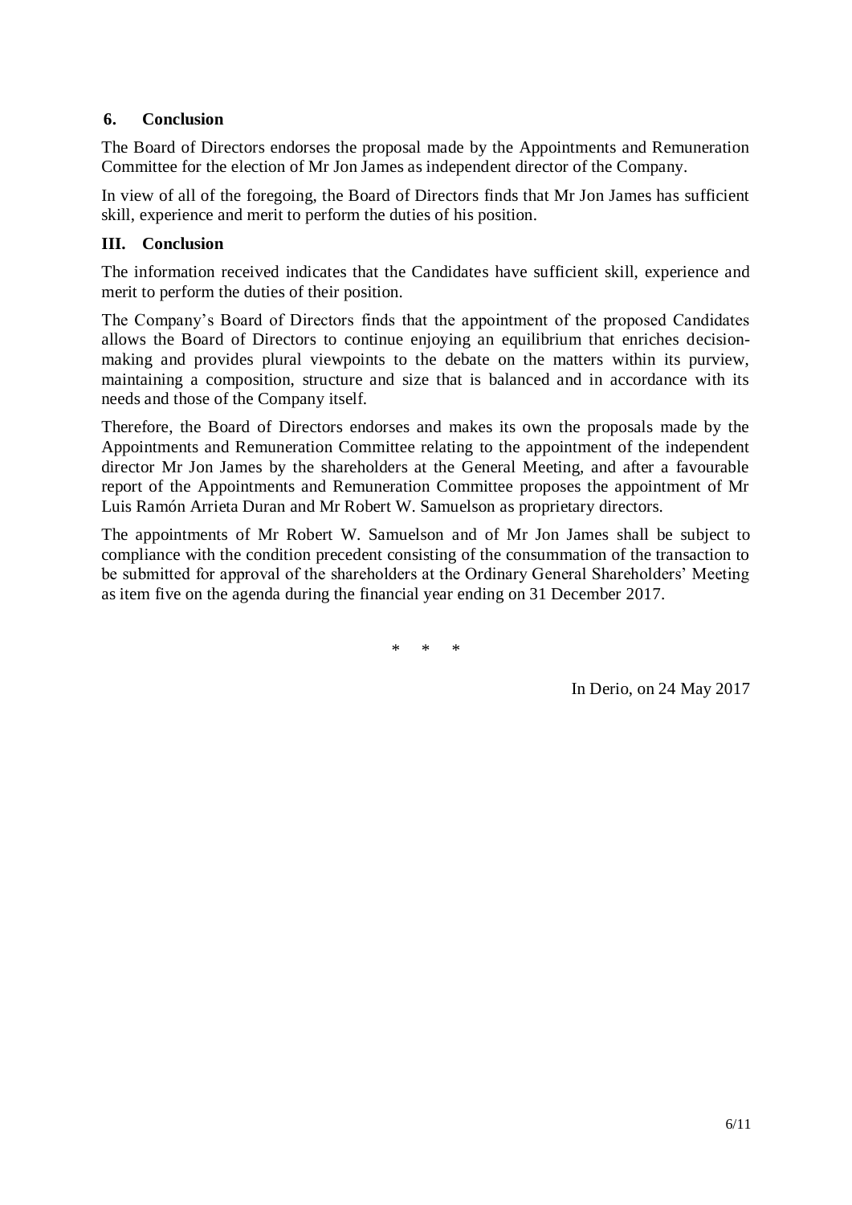### 6. Conclusion

The Board of Directors endorses the proposal made by the Appointments and Remuneration Committee for the election of Mr Jon James as independent director of the Company.

In view of all of the foregoing, the Board of Directors finds that Mr Jon James has sufficient skill, experience and merit to perform the duties of his position.

## III. Conclusion

The information received indicates that the Candidates have sufficient skill, experience and merit to perform the duties of their position.

The Company's Board of Directors finds that the appointment of the proposed Candidates allows the Board of Directors to continue enjoying an equilibrium that enriches decision-making and provides plural viewpoints to the debate on the matters within its purview, maintaining a composition, structure and size that is balanced and in accordance with its needs and those of the Company itself.

Therefore, the Board of Directors endorses and makes its own the proposals made by the Appointments and Remuneration Committee relating to the appointment of the independent director Mr Jon James by the shareholders at the General Meeting, and after a favourable report of the Appointments and Remuneration Committee proposes the appointment of Mr Luis Ramón Arrieta Duran and Mr Robert W. Samuelson as proprietary directors.

The appointments of Mr Robert W. Samuelson and of Mr Jon James shall be subject to compliance with the condition precedent consisting of the consummation of the transaction to be submitted for approval of the shareholders at the Ordinary General Shareholders' Meeting as item five on the agenda during the financial year ending on 31 December 2017.

\* \* \*

In Derio, on 24 May 2017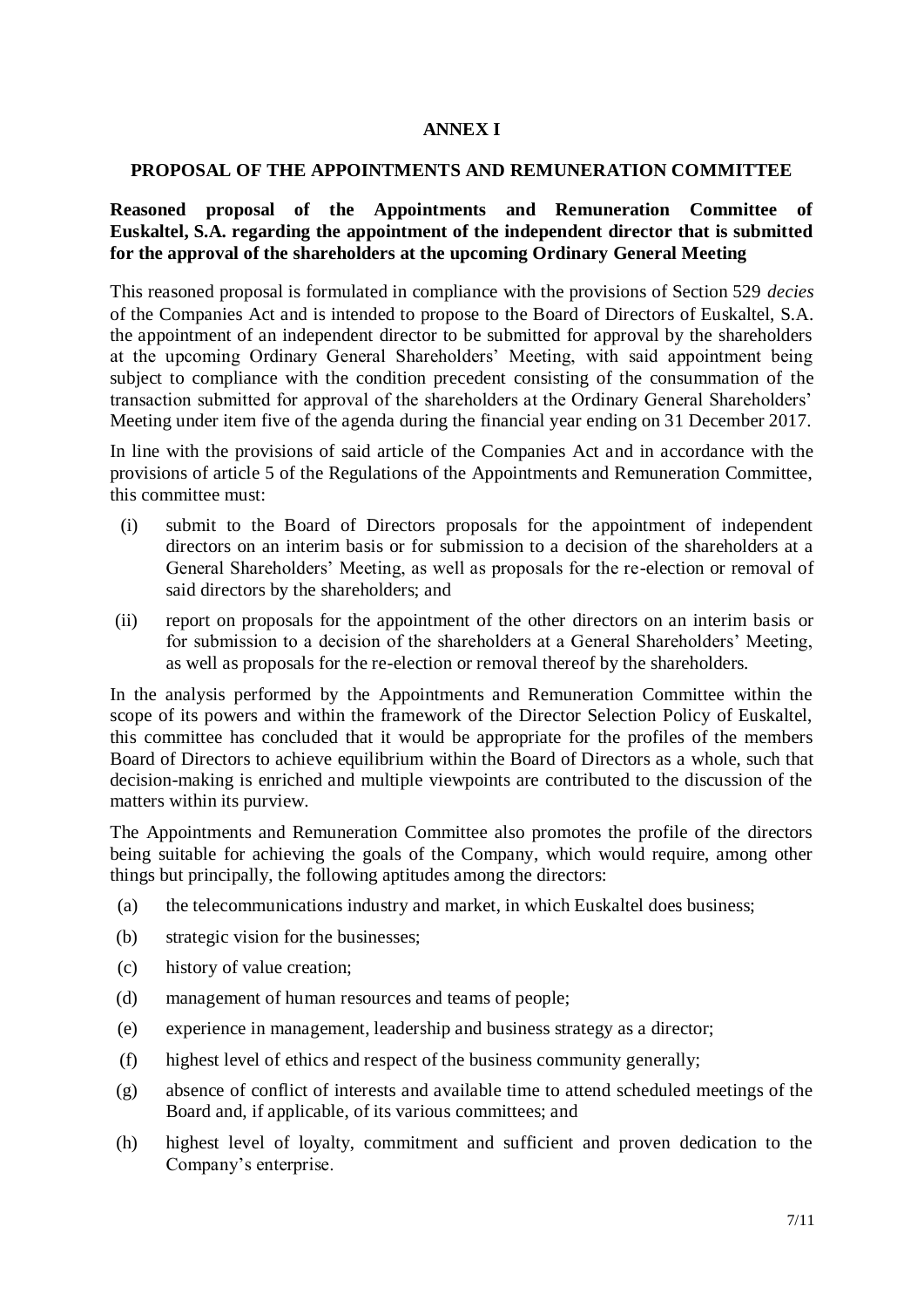# ANNEX I

## PROPOSAL OF THE APPOINTMENTS AND REMUNERATION COMMITTEE

**Reasoned proposal of the Appointments and Remuneration Committee of Euskaltel, S.A. regarding the appointment of the independent director that is submitted for the approval of the shareholders at the upcoming Ordinary General Meeting**

This reasoned proposal is formulated in compliance with the provisions of Section 529 *decies* of the Companies Act and is intended to propose to the Board of Directors of Euskaltel, S.A. the appointment of an independent director to be submitted for approval by the shareholders at the upcoming Ordinary General Shareholders' Meeting, with said appointment being subject to compliance with the condition precedent consisting of the consummation of the transaction submitted for approval of the shareholders at the Ordinary General Shareholders' Meeting under item five of the agenda during the financial year ending on 31 December 2017.

In line with the provisions of said article of the Companies Act and in accordance with the provisions of article 5 of the Regulations of the Appointments and Remuneration Committee, this committee must:

(i) submit to the Board of Directors proposals for the appointment of independent directors on an interim basis or for submission to a decision of the shareholders at a General Shareholders' Meeting, as well as proposals for the re-election or removal of said directors by the shareholders; and

(ii) report on proposals for the appointment of the other directors on an interim basis or for submission to a decision of the shareholders at a General Shareholders' Meeting, as well as proposals for the re-election or removal thereof by the shareholders.

In the analysis performed by the Appointments and Remuneration Committee within the scope of its powers and within the framework of the Director Selection Policy of Euskaltel, this committee has concluded that it would be appropriate for the profiles of the members Board of Directors to achieve equilibrium within the Board of Directors as a whole, such that decision-making is enriched and multiple viewpoints are contributed to the discussion of the matters within its purview.

The Appointments and Remuneration Committee also promotes the profile of the directors being suitable for achieving the goals of the Company, which would require, among other things but principally, the following aptitudes among the directors:

(a) the telecommunications industry and market, in which Euskaltel does business;

(b) strategic vision for the businesses;

(c) history of value creation;

(d) management of human resources and teams of people;

(e) experience in management, leadership and business strategy as a director;

(f) highest level of ethics and respect of the business community generally;

(g) absence of conflict of interests and available time to attend scheduled meetings of the Board and, if applicable, of its various committees; and

(h) highest level of loyalty, commitment and sufficient and proven dedication to the Company's enterprise.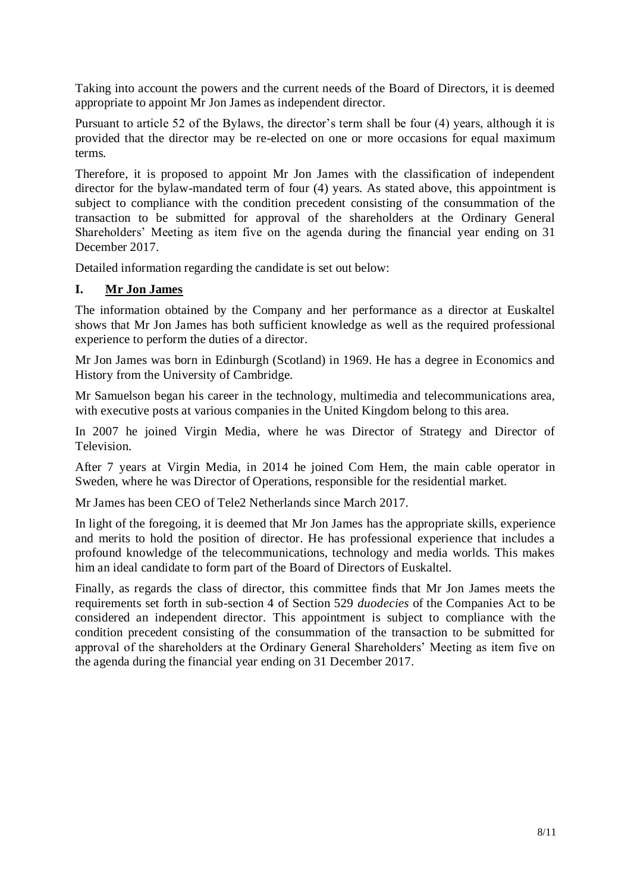Taking into account the powers and the current needs of the Board of Directors, it is deemed appropriate to appoint Mr Jon James as independent director.

Pursuant to article 52 of the Bylaws, the director's term shall be four (4) years, although it is provided that the director may be re-elected on one or more occasions for equal maximum terms.

Therefore, it is proposed to appoint Mr Jon James with the classification of independent director for the bylaw-mandated term of four (4) years. As stated above, this appointment is subject to compliance with the condition precedent consisting of the consummation of the transaction to be submitted for approval of the shareholders at the Ordinary General Shareholders' Meeting as item five on the agenda during the financial year ending on 31 December 2017.

Detailed information regarding the candidate is set out below:

## I. **Mr Jon James**

The information obtained by the Company and her performance as a director at Euskaltel shows that Mr Jon James has both sufficient knowledge as well as the required professional experience to perform the duties of a director.

Mr Jon James was born in Edinburgh (Scotland) in 1969. He has a degree in Economics and History from the University of Cambridge.

Mr Samuelson began his career in the technology, multimedia and telecommunications area, with executive posts at various companies in the United Kingdom belong to this area.

In 2007 he joined Virgin Media, where he was Director of Strategy and Director of Television.

After 7 years at Virgin Media, in 2014 he joined Com Hem, the main cable operator in Sweden, where he was Director of Operations, responsible for the residential market.

Mr James has been CEO of Tele2 Netherlands since March 2017.

In light of the foregoing, it is deemed that Mr Jon James has the appropriate skills, experience and merits to hold the position of director. He has professional experience that includes a profound knowledge of the telecommunications, technology and media worlds. This makes him an ideal candidate to form part of the Board of Directors of Euskaltel.

Finally, as regards the class of director, this committee finds that Mr Jon James meets the requirements set forth in sub-section 4 of Section 529 *duodecies* of the Companies Act to be considered an independent director. This appointment is subject to compliance with the condition precedent consisting of the consummation of the transaction to be submitted for approval of the shareholders at the Ordinary General Shareholders' Meeting as item five on the agenda during the financial year ending on 31 December 2017.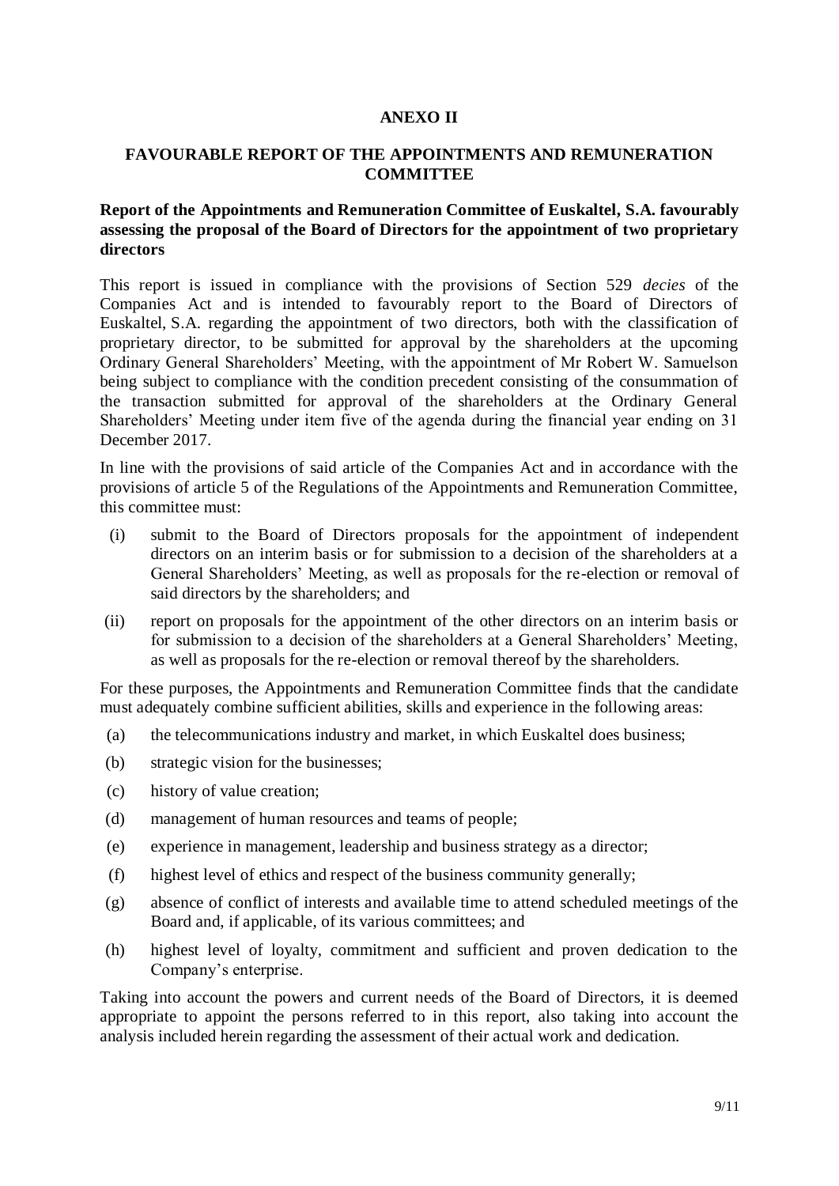## ANEXO II

## FAVOURABLE REPORT OF THE APPOINTMENTS AND REMUNERATION COMMITTEE

**Report of the Appointments and Remuneration Committee of Euskaltel, S.A. favourably assessing the proposal of the Board of Directors for the appointment of two proprietary directors**

This report is issued in compliance with the provisions of Section 529 *decies* of the Companies Act and is intended to favourably report to the Board of Directors of Euskaltel, S.A. regarding the appointment of two directors, both with the classification of proprietary director, to be submitted for approval by the shareholders at the upcoming Ordinary General Shareholders' Meeting, with the appointment of Mr Robert W. Samuelson being subject to compliance with the condition precedent consisting of the consummation of the transaction submitted for approval of the shareholders at the Ordinary General Shareholders' Meeting under item five of the agenda during the financial year ending on 31 December 2017.

In line with the provisions of said article of the Companies Act and in accordance with the provisions of article 5 of the Regulations of the Appointments and Remuneration Committee, this committee must:

(i) submit to the Board of Directors proposals for the appointment of independent directors on an interim basis or for submission to a decision of the shareholders at a General Shareholders' Meeting, as well as proposals for the re-election or removal of said directors by the shareholders; and

(ii) report on proposals for the appointment of the other directors on an interim basis or for submission to a decision of the shareholders at a General Shareholders' Meeting, as well as proposals for the re-election or removal thereof by the shareholders.

For these purposes, the Appointments and Remuneration Committee finds that the candidate must adequately combine sufficient abilities, skills and experience in the following areas:

(a) the telecommunications industry and market, in which Euskaltel does business;

(b) strategic vision for the businesses;

(c) history of value creation;

(d) management of human resources and teams of people;

(e) experience in management, leadership and business strategy as a director;

(f) highest level of ethics and respect of the business community generally;

(g) absence of conflict of interests and available time to attend scheduled meetings of the Board and, if applicable, of its various committees; and

(h) highest level of loyalty, commitment and sufficient and proven dedication to the Company's enterprise.

Taking into account the powers and current needs of the Board of Directors, it is deemed appropriate to appoint the persons referred to in this report, also taking into account the analysis included herein regarding the assessment of their actual work and dedication.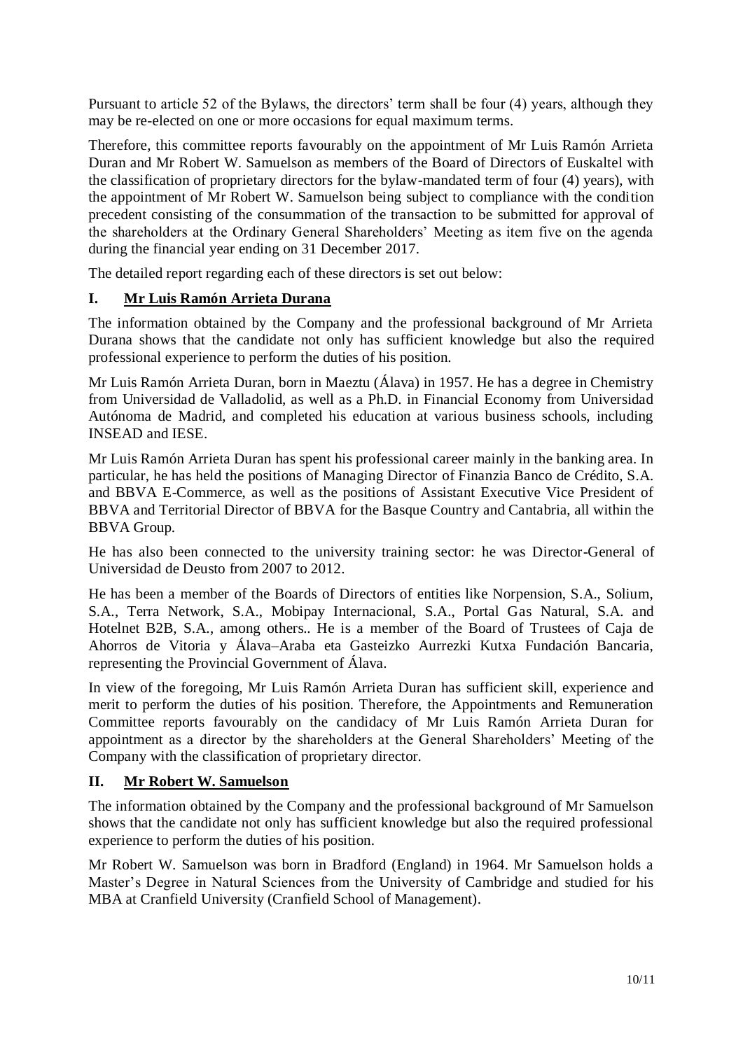Pursuant to article 52 of the Bylaws, the directors' term shall be four (4) years, although they may be re-elected on one or more occasions for equal maximum terms.

Therefore, this committee reports favourably on the appointment of Mr Luis Ramón Arrieta Duran and Mr Robert W. Samuelson as members of the Board of Directors of Euskaltel with the classification of proprietary directors for the bylaw-mandated term of four (4) years), with the appointment of Mr Robert W. Samuelson being subject to compliance with the condition precedent consisting of the consummation of the transaction to be submitted for approval of the shareholders at the Ordinary General Shareholders' Meeting as item five on the agenda during the financial year ending on 31 December 2017.

The detailed report regarding each of these directors is set out below:

## I. Mr Luis Ramón Arrieta Durana

The information obtained by the Company and the professional background of Mr Arrieta Durana shows that the candidate not only has sufficient knowledge but also the required professional experience to perform the duties of his position.

Mr Luis Ramón Arrieta Duran, born in Maeztu (Álava) in 1957. He has a degree in Chemistry from Universidad de Valladolid, as well as a Ph.D. in Financial Economy from Universidad Autónoma de Madrid, and completed his education at various business schools, including INSEAD and IESE.

Mr Luis Ramón Arrieta Duran has spent his professional career mainly in the banking area. In particular, he has held the positions of Managing Director of Finanzia Banco de Crédito, S.A. and BBVA E-Commerce, as well as the positions of Assistant Executive Vice President of BBVA and Territorial Director of BBVA for the Basque Country and Cantabria, all within the BBVA Group.

He has also been connected to the university training sector: he was Director-General of Universidad de Deusto from 2007 to 2012.

He has been a member of the Boards of Directors of entities like Norpension, S.A., Solium, S.A., Terra Network, S.A., Mobipay Internacional, S.A., Portal Gas Natural, S.A. and Hotelnet B2B, S.A., among others.. He is a member of the Board of Trustees of Caja de Ahorros de Vitoria y Álava–Araba eta Gasteizko Aurrezki Kutxa Fundación Bancaria, representing the Provincial Government of Álava.

In view of the foregoing, Mr Luis Ramón Arrieta Duran has sufficient skill, experience and merit to perform the duties of his position. Therefore, the Appointments and Remuneration Committee reports favourably on the candidacy of Mr Luis Ramón Arrieta Duran for appointment as a director by the shareholders at the General Shareholders' Meeting of the Company with the classification of proprietary director.

## II. Mr Robert W. Samuelson

The information obtained by the Company and the professional background of Mr Samuelson shows that the candidate not only has sufficient knowledge but also the required professional experience to perform the duties of his position.

Mr Robert W. Samuelson was born in Bradford (England) in 1964. Mr Samuelson holds a Master's Degree in Natural Sciences from the University of Cambridge and studied for his MBA at Cranfield University (Cranfield School of Management).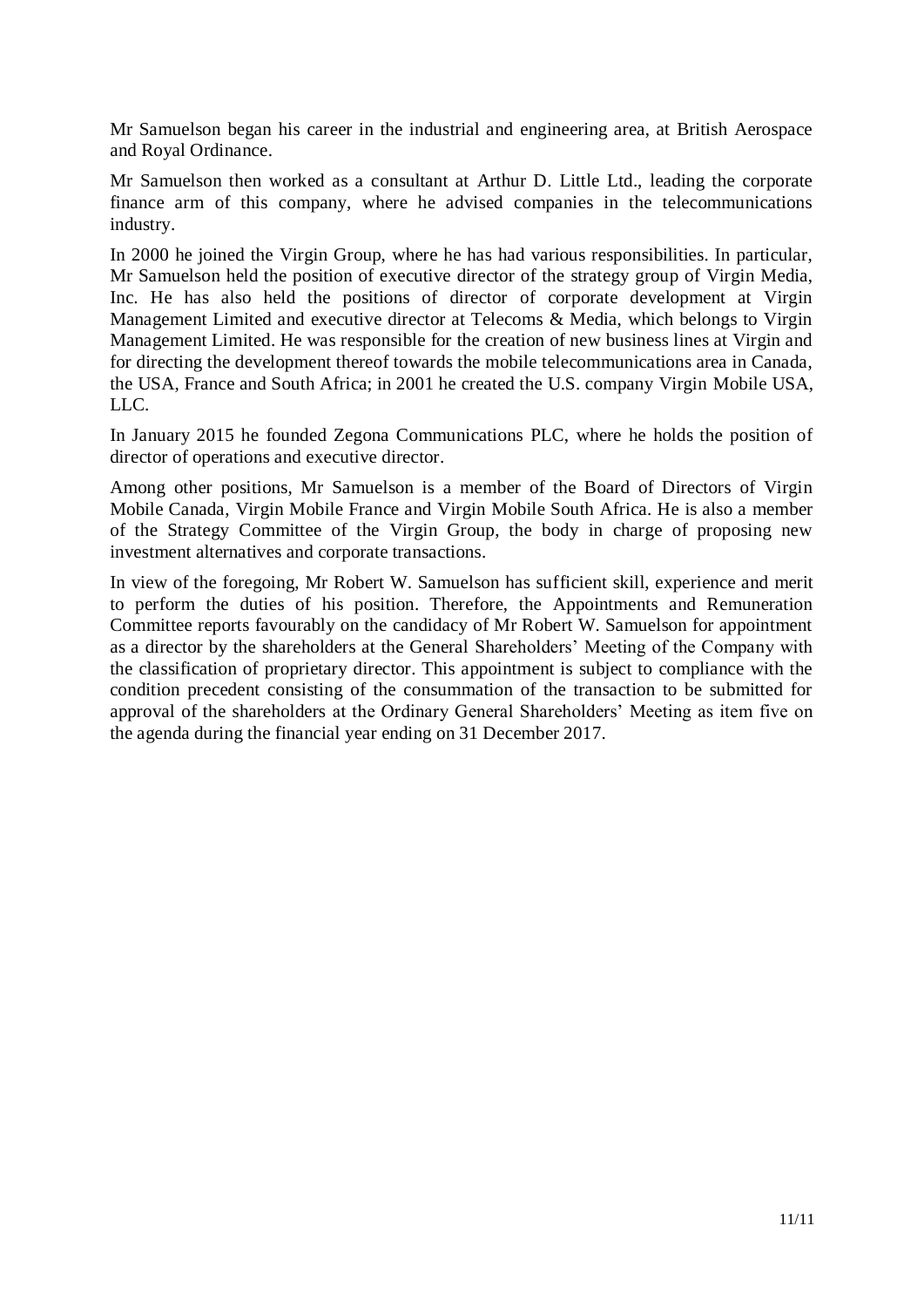Mr Samuelson began his career in the industrial and engineering area, at British Aerospace and Royal Ordinance.

Mr Samuelson then worked as a consultant at Arthur D. Little Ltd., leading the corporate finance arm of this company, where he advised companies in the telecommunications industry.

In 2000 he joined the Virgin Group, where he has had various responsibilities. In particular, Mr Samuelson held the position of executive director of the strategy group of Virgin Media, Inc. He has also held the positions of director of corporate development at Virgin Management Limited and executive director at Telecoms & Media, which belongs to Virgin Management Limited. He was responsible for the creation of new business lines at Virgin and for directing the development thereof towards the mobile telecommunications area in Canada, the USA, France and South Africa; in 2001 he created the U.S. company Virgin Mobile USA, LLC.

In January 2015 he founded Zegona Communications PLC, where he holds the position of director of operations and executive director.

Among other positions, Mr Samuelson is a member of the Board of Directors of Virgin Mobile Canada, Virgin Mobile France and Virgin Mobile South Africa. He is also a member of the Strategy Committee of the Virgin Group, the body in charge of proposing new investment alternatives and corporate transactions.

In view of the foregoing, Mr Robert W. Samuelson has sufficient skill, experience and merit to perform the duties of his position. Therefore, the Appointments and Remuneration Committee reports favourably on the candidacy of Mr Robert W. Samuelson for appointment as a director by the shareholders at the General Shareholders' Meeting of the Company with the classification of proprietary director. This appointment is subject to compliance with the condition precedent consisting of the consummation of the transaction to be submitted for approval of the shareholders at the Ordinary General Shareholders' Meeting as item five on the agenda during the financial year ending on 31 December 2017.